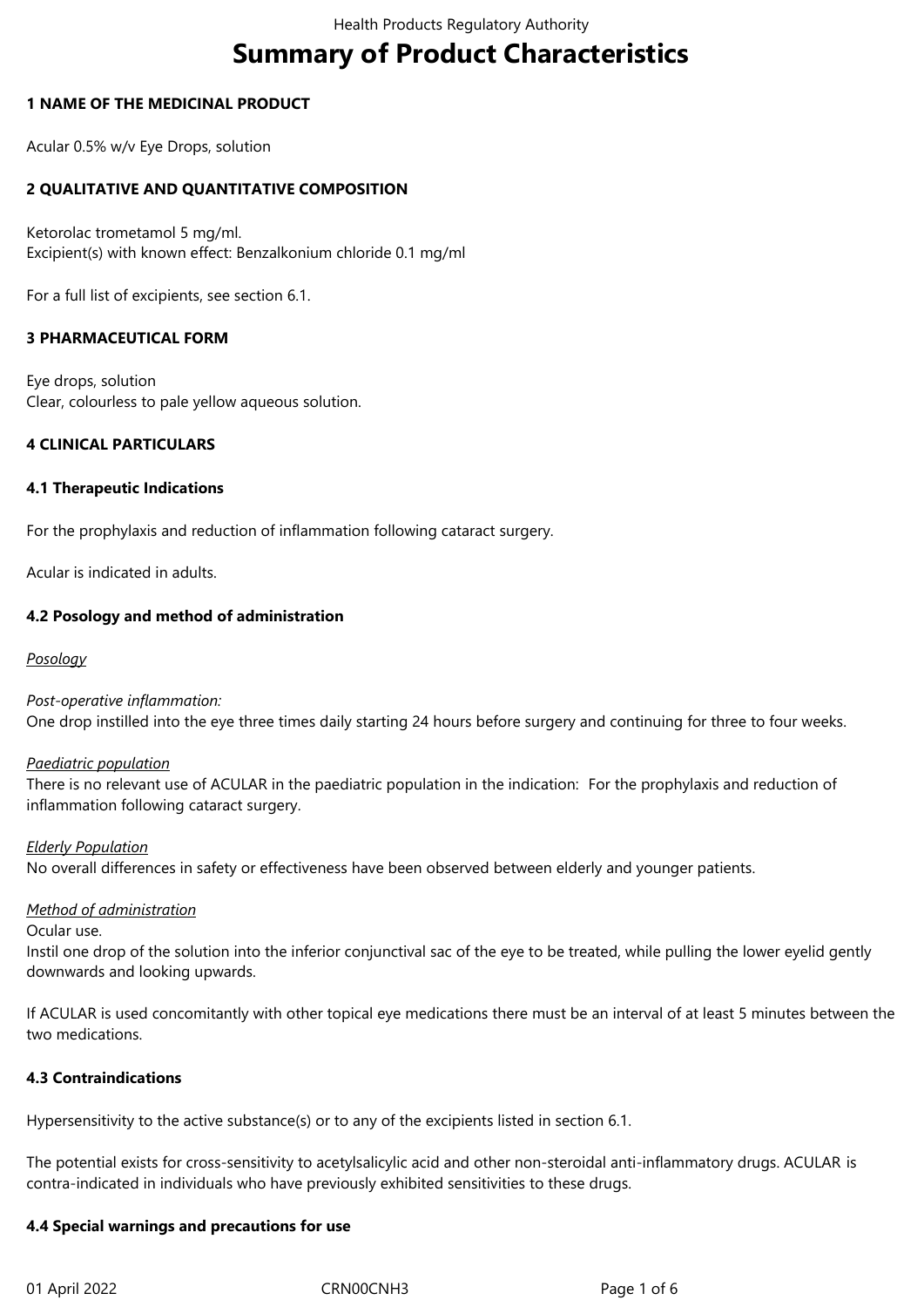# Summary of Product Characteristics

## 1 NAME OF THE MEDICINAL PRODUCT

Acular 0.5% w/v Eye Drops, solution

## 2 QUALITATIVE AND QUANTITATIVE COMPOSITION

Ketorolac trometamol 5 mg/ml.
Excipient(s) with known effect: Benzalkonium chloride 0.1 mg/ml

For a full list of excipients, see section 6.1.

## 3 PHARMACEUTICAL FORM

Eye drops, solution
Clear, colourless to pale yellow aqueous solution.

## 4 CLINICAL PARTICULARS

### 4.1 Therapeutic Indications

For the prophylaxis and reduction of inflammation following cataract surgery.

Acular is indicated in adults.

### 4.2 Posology and method of administration

*Posology*

*Post-operative inflammation:*
One drop instilled into the eye three times daily starting 24 hours before surgery and continuing for three to four weeks.

*Paediatric population*
There is no relevant use of ACULAR in the paediatric population in the indication: For the prophylaxis and reduction of inflammation following cataract surgery.

*Elderly Population*
No overall differences in safety or effectiveness have been observed between elderly and younger patients.

*Method of administration*
Ocular use.
Instil one drop of the solution into the inferior conjunctival sac of the eye to be treated, while pulling the lower eyelid gently downwards and looking upwards.

If ACULAR is used concomitantly with other topical eye medications there must be an interval of at least 5 minutes between the two medications.

### 4.3 Contraindications

Hypersensitivity to the active substance(s) or to any of the excipients listed in section 6.1.

The potential exists for cross-sensitivity to acetylsalicylic acid and other non-steroidal anti-inflammatory drugs. ACULAR is contra-indicated in individuals who have previously exhibited sensitivities to these drugs.

### 4.4 Special warnings and precautions for use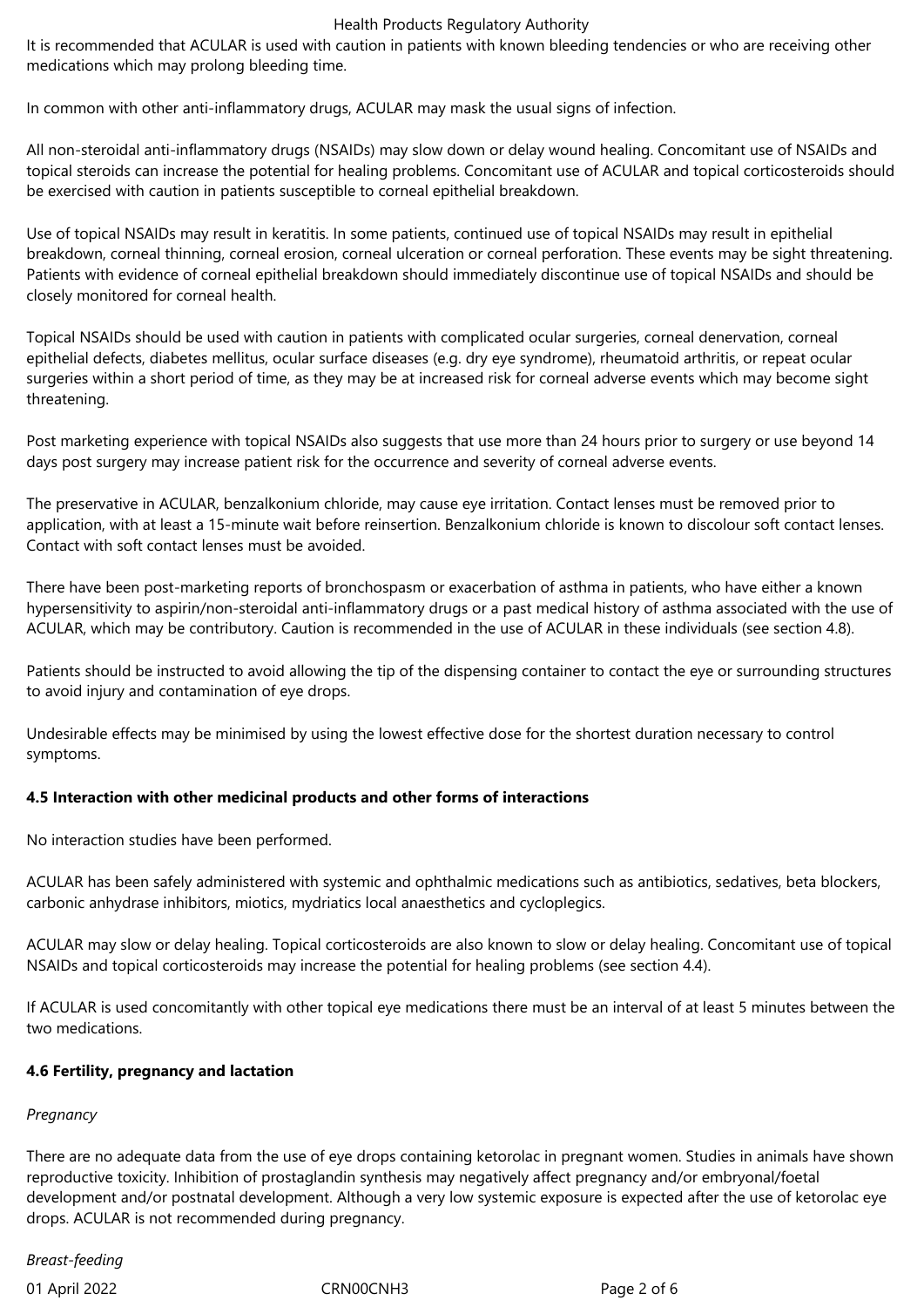It is recommended that ACULAR is used with caution in patients with known bleeding tendencies or who are receiving other medications which may prolong bleeding time.

In common with other anti-inflammatory drugs, ACULAR may mask the usual signs of infection.

All non-steroidal anti-inflammatory drugs (NSAIDs) may slow down or delay wound healing. Concomitant use of NSAIDs and topical steroids can increase the potential for healing problems. Concomitant use of ACULAR and topical corticosteroids should be exercised with caution in patients susceptible to corneal epithelial breakdown.

Use of topical NSAIDs may result in keratitis. In some patients, continued use of topical NSAIDs may result in epithelial breakdown, corneal thinning, corneal erosion, corneal ulceration or corneal perforation. These events may be sight threatening. Patients with evidence of corneal epithelial breakdown should immediately discontinue use of topical NSAIDs and should be closely monitored for corneal health.

Topical NSAIDs should be used with caution in patients with complicated ocular surgeries, corneal denervation, corneal epithelial defects, diabetes mellitus, ocular surface diseases (e.g. dry eye syndrome), rheumatoid arthritis, or repeat ocular surgeries within a short period of time, as they may be at increased risk for corneal adverse events which may become sight threatening.

Post marketing experience with topical NSAIDs also suggests that use more than 24 hours prior to surgery or use beyond 14 days post surgery may increase patient risk for the occurrence and severity of corneal adverse events.

The preservative in ACULAR, benzalkonium chloride, may cause eye irritation. Contact lenses must be removed prior to application, with at least a 15-minute wait before reinsertion. Benzalkonium chloride is known to discolour soft contact lenses. Contact with soft contact lenses must be avoided.

There have been post-marketing reports of bronchospasm or exacerbation of asthma in patients, who have either a known hypersensitivity to aspirin/non-steroidal anti-inflammatory drugs or a past medical history of asthma associated with the use of ACULAR, which may be contributory. Caution is recommended in the use of ACULAR in these individuals (see section 4.8).

Patients should be instructed to avoid allowing the tip of the dispensing container to contact the eye or surrounding structures to avoid injury and contamination of eye drops.

Undesirable effects may be minimised by using the lowest effective dose for the shortest duration necessary to control symptoms.

**4.5 Interaction with other medicinal products and other forms of interactions**

No interaction studies have been performed.

ACULAR has been safely administered with systemic and ophthalmic medications such as antibiotics, sedatives, beta blockers, carbonic anhydrase inhibitors, miotics, mydriatics local anaesthetics and cycloplegics.

ACULAR may slow or delay healing. Topical corticosteroids are also known to slow or delay healing. Concomitant use of topical NSAIDs and topical corticosteroids may increase the potential for healing problems (see section 4.4).

If ACULAR is used concomitantly with other topical eye medications there must be an interval of at least 5 minutes between the two medications.

**4.6 Fertility, pregnancy and lactation**

*Pregnancy*

There are no adequate data from the use of eye drops containing ketorolac in pregnant women. Studies in animals have shown reproductive toxicity. Inhibition of prostaglandin synthesis may negatively affect pregnancy and/or embryonal/foetal development and/or postnatal development. Although a very low systemic exposure is expected after the use of ketorolac eye drops. ACULAR is not recommended during pregnancy.

*Breast-feeding*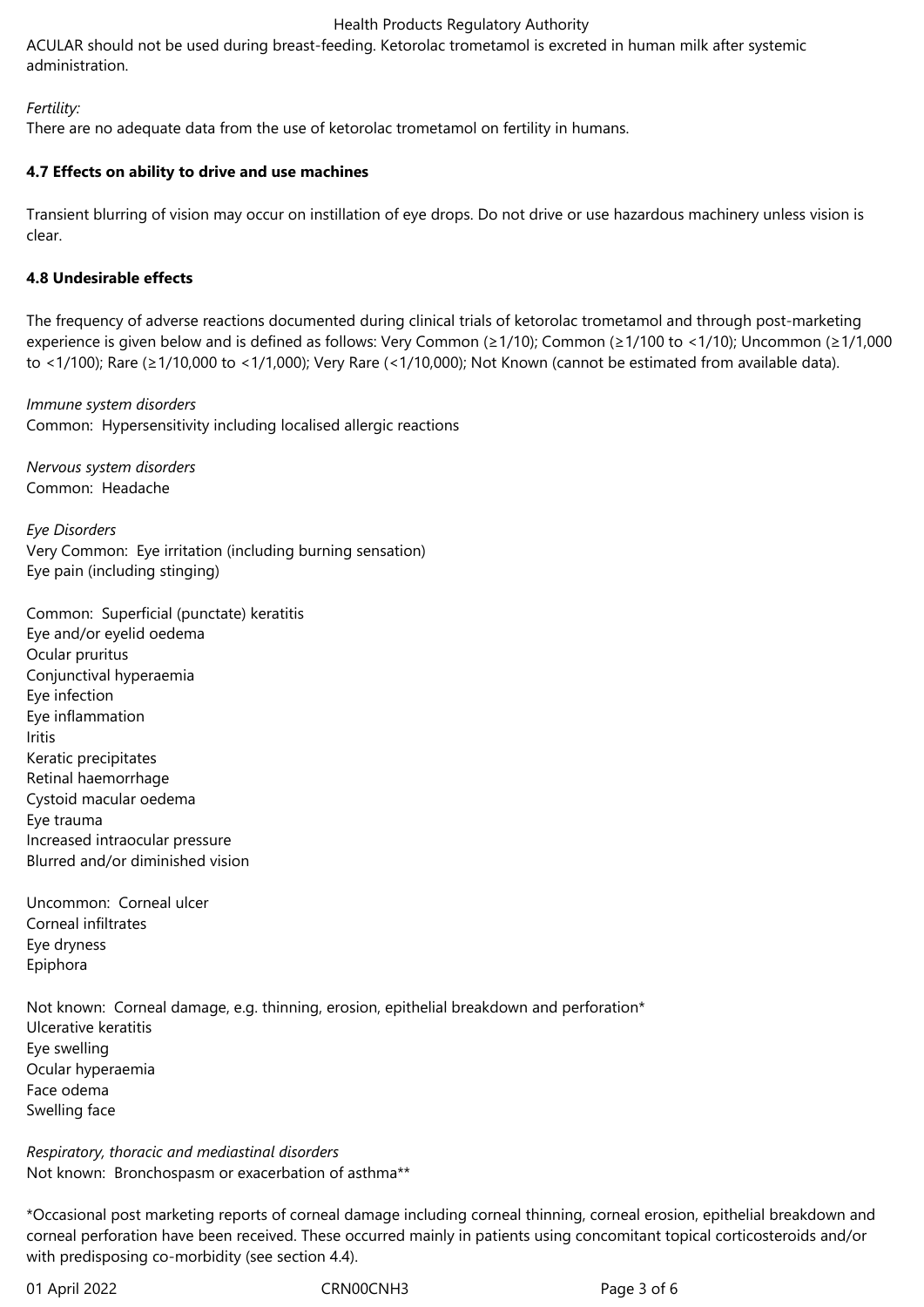ACULAR should not be used during breast-feeding. Ketorolac trometamol is excreted in human milk after systemic administration.

*Fertility:*
There are no adequate data from the use of ketorolac trometamol on fertility in humans.

**4.7 Effects on ability to drive and use machines**

Transient blurring of vision may occur on instillation of eye drops. Do not drive or use hazardous machinery unless vision is clear.

**4.8 Undesirable effects**

The frequency of adverse reactions documented during clinical trials of ketorolac trometamol and through post-marketing experience is given below and is defined as follows: Very Common (≥1/10); Common (≥1/100 to <1/10); Uncommon (≥1/1,000 to <1/100); Rare (≥1/10,000 to <1/1,000); Very Rare (<1/10,000); Not Known (cannot be estimated from available data).

*Immune system disorders*
Common: Hypersensitivity including localised allergic reactions

*Nervous system disorders*
Common: Headache

*Eye Disorders*
Very Common: Eye irritation (including burning sensation)
Eye pain (including stinging)

Common: Superficial (punctate) keratitis
Eye and/or eyelid oedema
Ocular pruritus
Conjunctival hyperaemia
Eye infection
Eye inflammation
Iritis
Keratic precipitates
Retinal haemorrhage
Cystoid macular oedema
Eye trauma
Increased intraocular pressure
Blurred and/or diminished vision

Uncommon: Corneal ulcer
Corneal infiltrates
Eye dryness
Epiphora

Not known: Corneal damage, e.g. thinning, erosion, epithelial breakdown and perforation*
Ulcerative keratitis
Eye swelling
Ocular hyperaemia
Face odema
Swelling face

*Respiratory, thoracic and mediastinal disorders*
Not known: Bronchospasm or exacerbation of asthma**

*Occasional post marketing reports of corneal damage including corneal thinning, corneal erosion, epithelial breakdown and corneal perforation have been received. These occurred mainly in patients using concomitant topical corticosteroids and/or with predisposing co-morbidity (see section 4.4).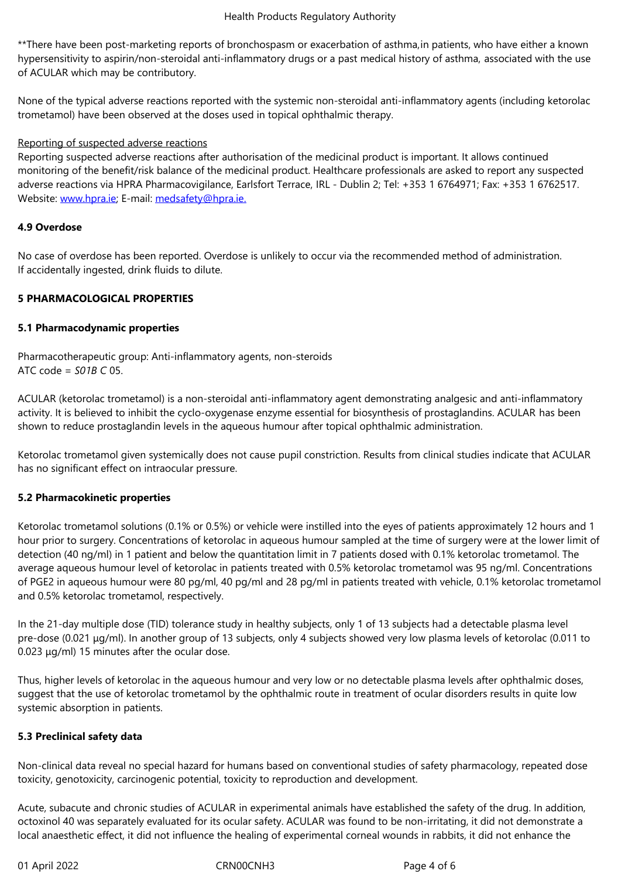**There have been post-marketing reports of bronchospasm or exacerbation of asthma, in patients, who have either a known hypersensitivity to aspirin/non-steroidal anti-inflammatory drugs or a past medical history of asthma, associated with the use of ACULAR which may be contributory.

None of the typical adverse reactions reported with the systemic non-steroidal anti-inflammatory agents (including ketorolac trometamol) have been observed at the doses used in topical ophthalmic therapy.

Reporting of suspected adverse reactions

Reporting suspected adverse reactions after authorisation of the medicinal product is important. It allows continued monitoring of the benefit/risk balance of the medicinal product. Healthcare professionals are asked to report any suspected adverse reactions via HPRA Pharmacovigilance, Earlsfort Terrace, IRL - Dublin 2; Tel: +353 1 6764971; Fax: +353 1 6762517. Website: www.hpra.ie; E-mail: medsafety@hpra.ie.

### 4.9 Overdose

No case of overdose has been reported. Overdose is unlikely to occur via the recommended method of administration. If accidentally ingested, drink fluids to dilute.

## 5 PHARMACOLOGICAL PROPERTIES

### 5.1 Pharmacodynamic properties

Pharmacotherapeutic group: Anti-inflammatory agents, non-steroids
ATC code = *S01B C* 05.

ACULAR (ketorolac trometamol) is a non-steroidal anti-inflammatory agent demonstrating analgesic and anti-inflammatory activity. It is believed to inhibit the cyclo-oxygenase enzyme essential for biosynthesis of prostaglandins. ACULAR has been shown to reduce prostaglandin levels in the aqueous humour after topical ophthalmic administration.

Ketorolac trometamol given systemically does not cause pupil constriction. Results from clinical studies indicate that ACULAR has no significant effect on intraocular pressure.

### 5.2 Pharmacokinetic properties

Ketorolac trometamol solutions (0.1% or 0.5%) or vehicle were instilled into the eyes of patients approximately 12 hours and 1 hour prior to surgery. Concentrations of ketorolac in aqueous humour sampled at the time of surgery were at the lower limit of detection (40 ng/ml) in 1 patient and below the quantitation limit in 7 patients dosed with 0.1% ketorolac trometamol. The average aqueous humour level of ketorolac in patients treated with 0.5% ketorolac trometamol was 95 ng/ml. Concentrations of PGE2 in aqueous humour were 80 pg/ml, 40 pg/ml and 28 pg/ml in patients treated with vehicle, 0.1% ketorolac trometamol and 0.5% ketorolac trometamol, respectively.

In the 21-day multiple dose (TID) tolerance study in healthy subjects, only 1 of 13 subjects had a detectable plasma level pre-dose (0.021 µg/ml). In another group of 13 subjects, only 4 subjects showed very low plasma levels of ketorolac (0.011 to 0.023 µg/ml) 15 minutes after the ocular dose.

Thus, higher levels of ketorolac in the aqueous humour and very low or no detectable plasma levels after ophthalmic doses, suggest that the use of ketorolac trometamol by the ophthalmic route in treatment of ocular disorders results in quite low systemic absorption in patients.

### 5.3 Preclinical safety data

Non-clinical data reveal no special hazard for humans based on conventional studies of safety pharmacology, repeated dose toxicity, genotoxicity, carcinogenic potential, toxicity to reproduction and development.

Acute, subacute and chronic studies of ACULAR in experimental animals have established the safety of the drug. In addition, octoxinol 40 was separately evaluated for its ocular safety. ACULAR was found to be non-irritating, it did not demonstrate a local anaesthetic effect, it did not influence the healing of experimental corneal wounds in rabbits, it did not enhance the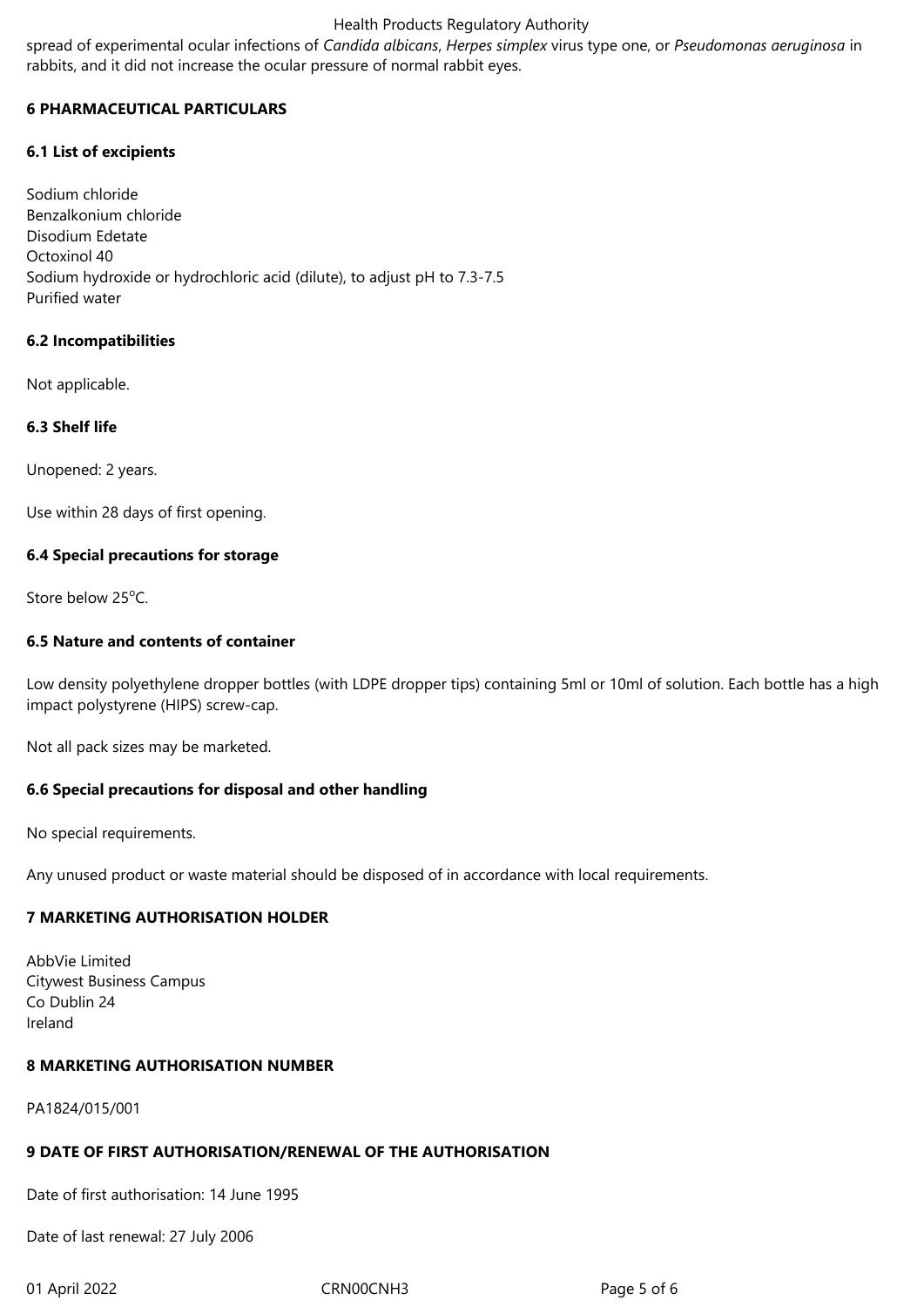spread of experimental ocular infections of *Candida albicans*, *Herpes simplex* virus type one, or *Pseudomonas aeruginosa* in rabbits, and it did not increase the ocular pressure of normal rabbit eyes.

## 6 PHARMACEUTICAL PARTICULARS

### 6.1 List of excipients

Sodium chloride
Benzalkonium chloride
Disodium Edetate
Octoxinol 40
Sodium hydroxide or hydrochloric acid (dilute), to adjust pH to 7.3-7.5
Purified water

### 6.2 Incompatibilities

Not applicable.

### 6.3 Shelf life

Unopened: 2 years.

Use within 28 days of first opening.

### 6.4 Special precautions for storage

Store below 25°C.

### 6.5 Nature and contents of container

Low density polyethylene dropper bottles (with LDPE dropper tips) containing 5ml or 10ml of solution. Each bottle has a high impact polystyrene (HIPS) screw-cap.

Not all pack sizes may be marketed.

### 6.6 Special precautions for disposal and other handling

No special requirements.

Any unused product or waste material should be disposed of in accordance with local requirements.

## 7 MARKETING AUTHORISATION HOLDER

AbbVie Limited
Citywest Business Campus
Co Dublin 24
Ireland

## 8 MARKETING AUTHORISATION NUMBER

PA1824/015/001

## 9 DATE OF FIRST AUTHORISATION/RENEWAL OF THE AUTHORISATION

Date of first authorisation: 14 June 1995

Date of last renewal: 27 July 2006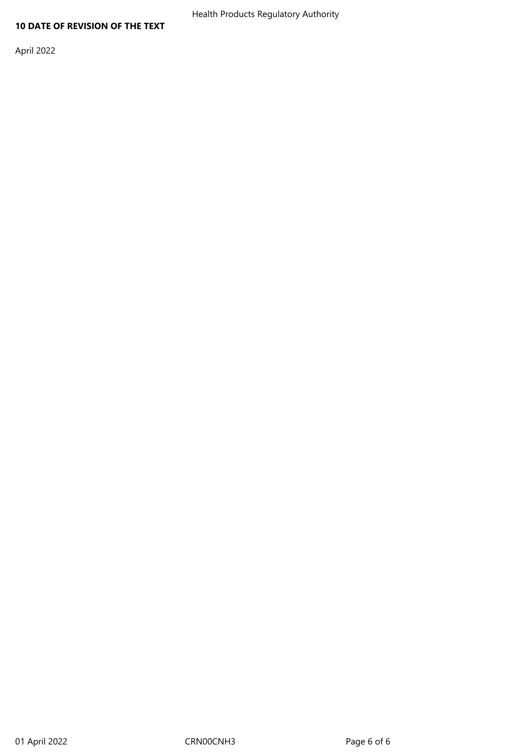**10 DATE OF REVISION OF THE TEXT**

April 2022